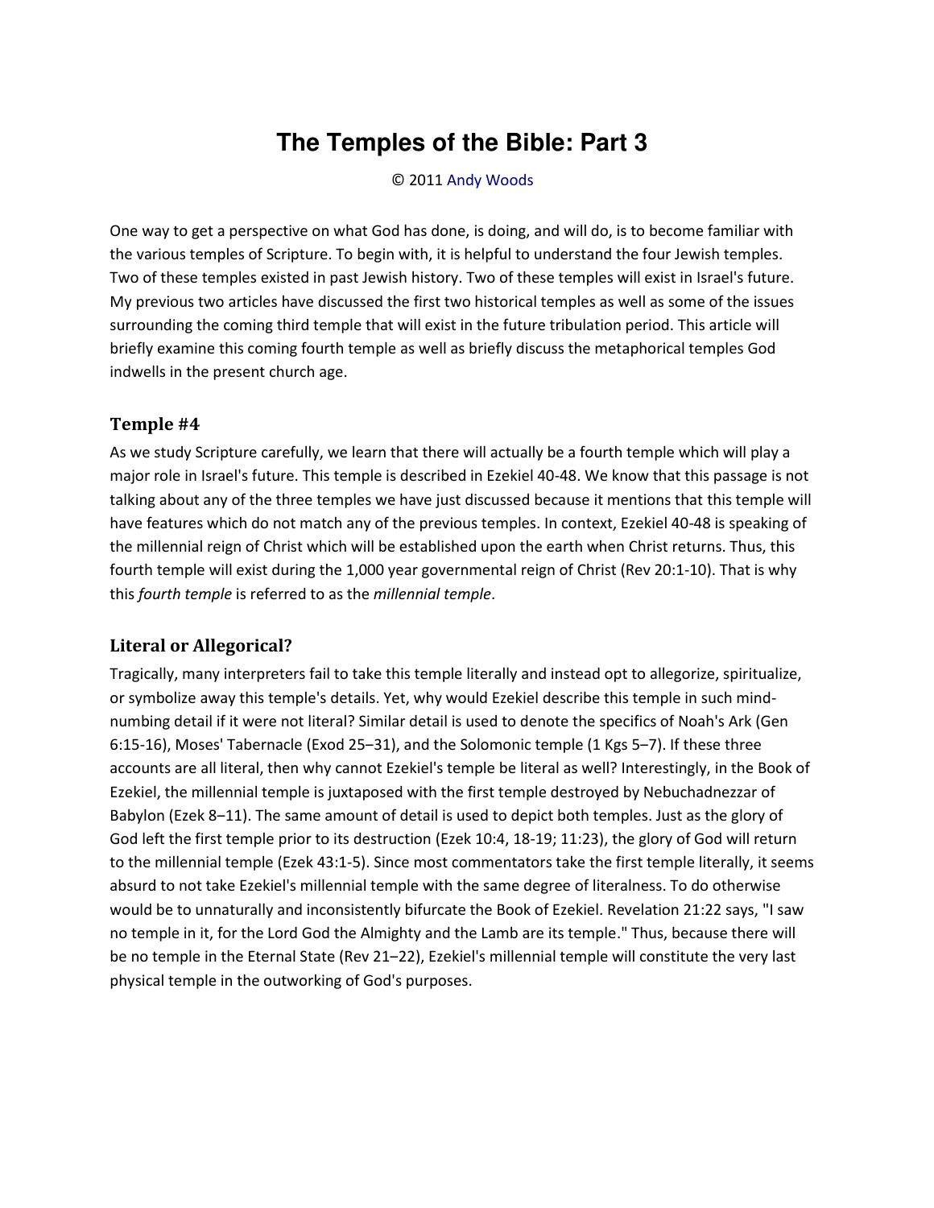# The Temples of the Bible: Part 3

© 2011 Andy Woods

One way to get a perspective on what God has done, is doing, and will do, is to become familiar with the various temples of Scripture. To begin with, it is helpful to understand the four Jewish temples. Two of these temples existed in past Jewish history. Two of these temples will exist in Israel's future. My previous two articles have discussed the first two historical temples as well as some of the issues surrounding the coming third temple that will exist in the future tribulation period. This article will briefly examine this coming fourth temple as well as briefly discuss the metaphorical temples God indwells in the present church age.

## Temple #4

As we study Scripture carefully, we learn that there will actually be a fourth temple which will play a major role in Israel's future. This temple is described in Ezekiel 40-48. We know that this passage is not talking about any of the three temples we have just discussed because it mentions that this temple will have features which do not match any of the previous temples. In context, Ezekiel 40-48 is speaking of the millennial reign of Christ which will be established upon the earth when Christ returns. Thus, this fourth temple will exist during the 1,000 year governmental reign of Christ (Rev 20:1-10). That is why this *fourth temple* is referred to as the *millennial temple*.

## Literal or Allegorical?

Tragically, many interpreters fail to take this temple literally and instead opt to allegorize, spiritualize, or symbolize away this temple's details. Yet, why would Ezekiel describe this temple in such mind-numbing detail if it were not literal? Similar detail is used to denote the specifics of Noah's Ark (Gen 6:15-16), Moses' Tabernacle (Exod 25–31), and the Solomonic temple (1 Kgs 5–7). If these three accounts are all literal, then why cannot Ezekiel's temple be literal as well? Interestingly, in the Book of Ezekiel, the millennial temple is juxtaposed with the first temple destroyed by Nebuchadnezzar of Babylon (Ezek 8–11). The same amount of detail is used to depict both temples. Just as the glory of God left the first temple prior to its destruction (Ezek 10:4, 18-19; 11:23), the glory of God will return to the millennial temple (Ezek 43:1-5). Since most commentators take the first temple literally, it seems absurd to not take Ezekiel's millennial temple with the same degree of literalness. To do otherwise would be to unnaturally and inconsistently bifurcate the Book of Ezekiel. Revelation 21:22 says, "I saw no temple in it, for the Lord God the Almighty and the Lamb are its temple." Thus, because there will be no temple in the Eternal State (Rev 21–22), Ezekiel's millennial temple will constitute the very last physical temple in the outworking of God's purposes.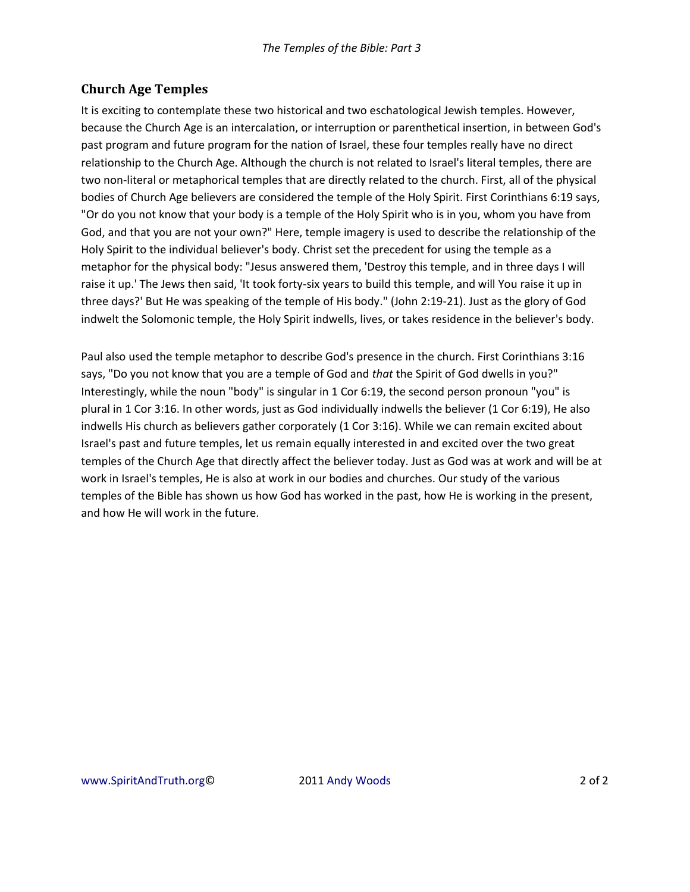## Church Age Temples

It is exciting to contemplate these two historical and two eschatological Jewish temples. However, because the Church Age is an intercalation, or interruption or parenthetical insertion, in between God's past program and future program for the nation of Israel, these four temples really have no direct relationship to the Church Age. Although the church is not related to Israel's literal temples, there are two non-literal or metaphorical temples that are directly related to the church. First, all of the physical bodies of Church Age believers are considered the temple of the Holy Spirit. First Corinthians 6:19 says, "Or do you not know that your body is a temple of the Holy Spirit who is in you, whom you have from God, and that you are not your own?" Here, temple imagery is used to describe the relationship of the Holy Spirit to the individual believer's body. Christ set the precedent for using the temple as a metaphor for the physical body: "Jesus answered them, 'Destroy this temple, and in three days I will raise it up.' The Jews then said, 'It took forty-six years to build this temple, and will You raise it up in three days?' But He was speaking of the temple of His body." (John 2:19-21). Just as the glory of God indwelt the Solomonic temple, the Holy Spirit indwells, lives, or takes residence in the believer's body.

Paul also used the temple metaphor to describe God's presence in the church. First Corinthians 3:16 says, "Do you not know that you are a temple of God and *that* the Spirit of God dwells in you?" Interestingly, while the noun "body" is singular in 1 Cor 6:19, the second person pronoun "you" is plural in 1 Cor 3:16. In other words, just as God individually indwells the believer (1 Cor 6:19), He also indwells His church as believers gather corporately (1 Cor 3:16). While we can remain excited about Israel's past and future temples, let us remain equally interested in and excited over the two great temples of the Church Age that directly affect the believer today. Just as God was at work and will be at work in Israel's temples, He is also at work in our bodies and churches. Our study of the various temples of the Bible has shown us how God has worked in the past, how He is working in the present, and how He will work in the future.